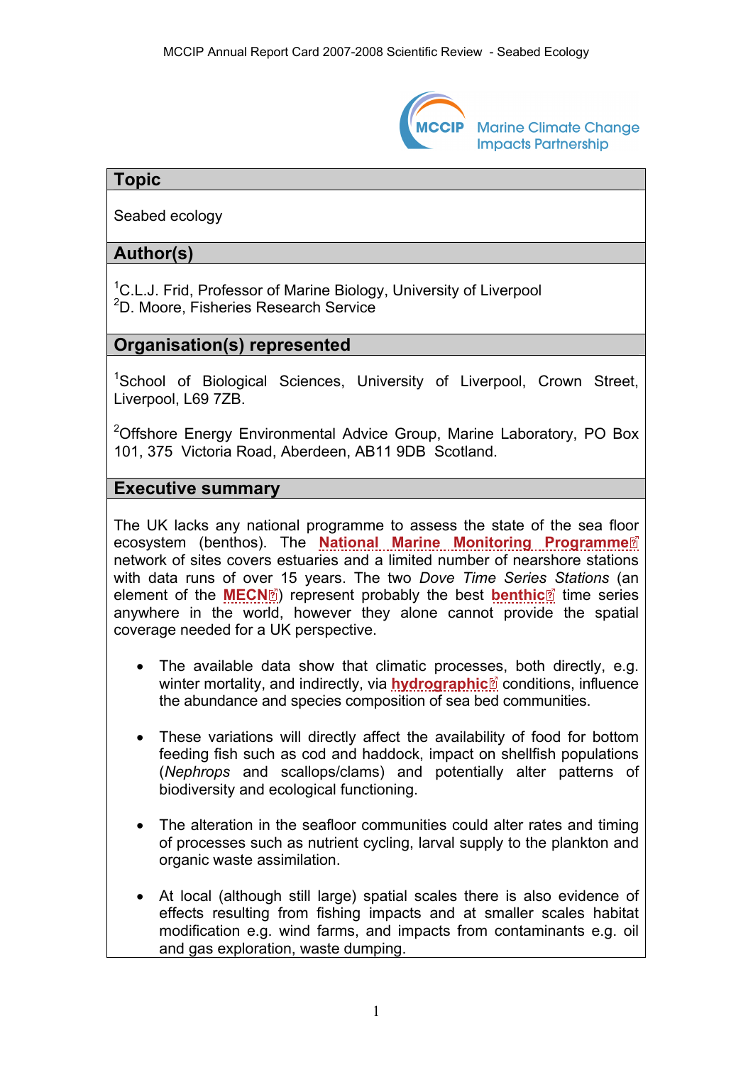## Topic

Seabed ecology

## Author(s)

[1]C.L.J. Frid, Professor of Marine Biology, University of Liverpool
[2]D. Moore, Fisheries Research Service

## Organisation(s) represented

[1]School of Biological Sciences, University of Liverpool, Crown Street, Liverpool, L69 7ZB.

[2]Offshore Energy Environmental Advice Group, Marine Laboratory, PO Box 101, 375 Victoria Road, Aberdeen, AB11 9DB Scotland.

## Executive summary

The UK lacks any national programme to assess the state of the sea floor ecosystem (benthos). The **National Marine Monitoring Programme** network of sites covers estuaries and a limited number of nearshore stations with data runs of over 15 years. The two *Dove Time Series Stations* (an element of the **MECN**) represent probably the best **benthic** time series anywhere in the world, however they alone cannot provide the spatial coverage needed for a UK perspective.

- The available data show that climatic processes, both directly, e.g. winter mortality, and indirectly, via **hydrographic** conditions, influence the abundance and species composition of sea bed communities.

- These variations will directly affect the availability of food for bottom feeding fish such as cod and haddock, impact on shellfish populations (*Nephrops* and scallops/clams) and potentially alter patterns of biodiversity and ecological functioning.

- The alteration in the seafloor communities could alter rates and timing of processes such as nutrient cycling, larval supply to the plankton and organic waste assimilation.

- At local (although still large) spatial scales there is also evidence of effects resulting from fishing impacts and at smaller scales habitat modification e.g. wind farms, and impacts from contaminants e.g. oil and gas exploration, waste dumping.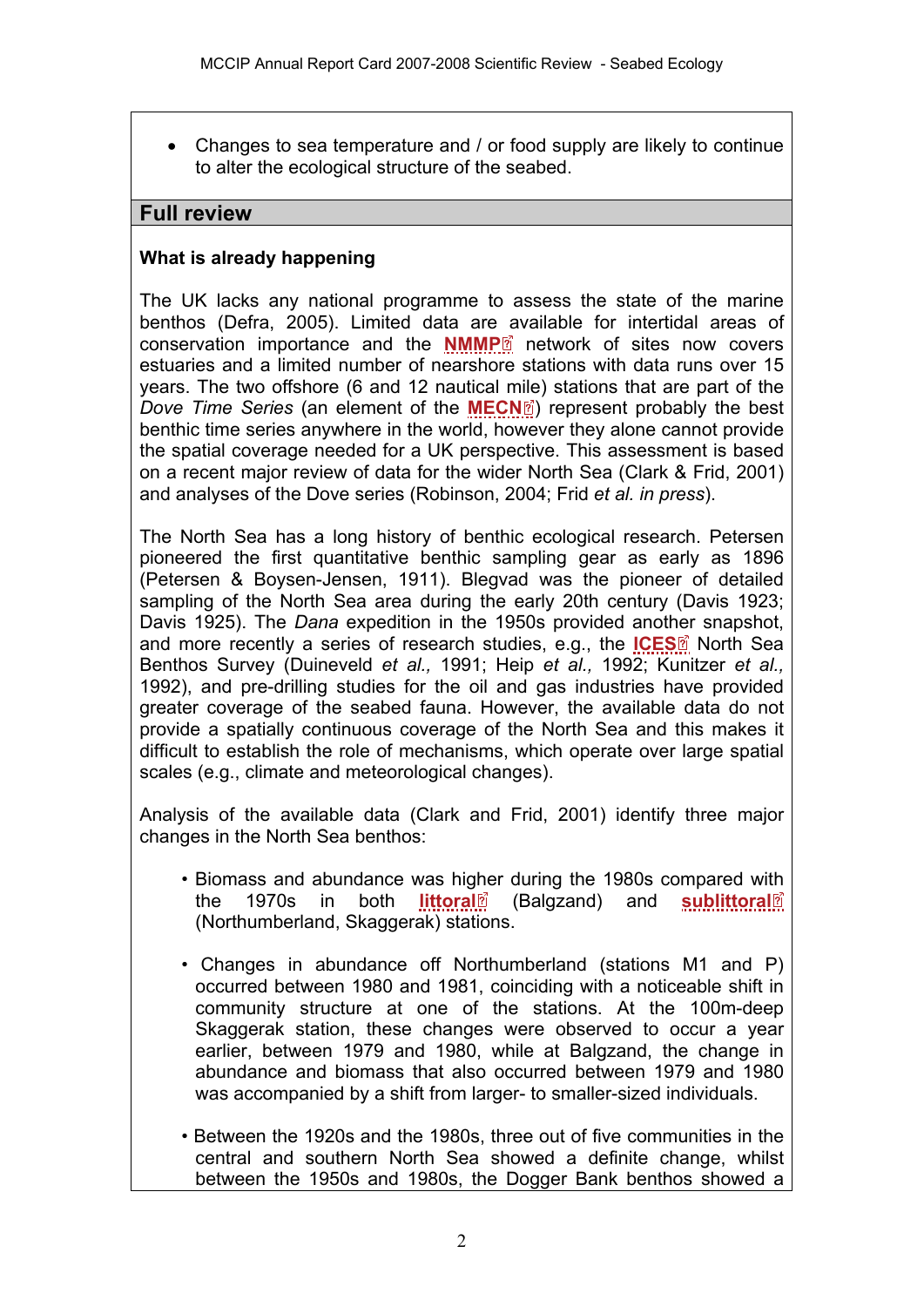- Changes to sea temperature and / or food supply are likely to continue to alter the ecological structure of the seabed.

## Full review

### What is already happening

The UK lacks any national programme to assess the state of the marine benthos (Defra, 2005). Limited data are available for intertidal areas of conservation importance and the **NMMP** network of sites now covers estuaries and a limited number of nearshore stations with data runs over 15 years. The two offshore (6 and 12 nautical mile) stations that are part of the *Dove Time Series* (an element of the **MECN**) represent probably the best benthic time series anywhere in the world, however they alone cannot provide the spatial coverage needed for a UK perspective. This assessment is based on a recent major review of data for the wider North Sea (Clark & Frid, 2001) and analyses of the Dove series (Robinson, 2004; Frid *et al. in press*).

The North Sea has a long history of benthic ecological research. Petersen pioneered the first quantitative benthic sampling gear as early as 1896 (Petersen & Boysen-Jensen, 1911). Blegvad was the pioneer of detailed sampling of the North Sea area during the early 20th century (Davis 1923; Davis 1925). The *Dana* expedition in the 1950s provided another snapshot, and more recently a series of research studies, e.g., the **ICES** North Sea Benthos Survey (Duineveld *et al.,* 1991; Heip *et al.,* 1992; Kunitzer *et al.,* 1992), and pre-drilling studies for the oil and gas industries have provided greater coverage of the seabed fauna. However, the available data do not provide a spatially continuous coverage of the North Sea and this makes it difficult to establish the role of mechanisms, which operate over large spatial scales (e.g., climate and meteorological changes).

Analysis of the available data (Clark and Frid, 2001) identify three major changes in the North Sea benthos:

- Biomass and abundance was higher during the 1980s compared with the 1970s in both **littoral** (Balgzand) and **sublittoral** (Northumberland, Skaggerak) stations.
- Changes in abundance off Northumberland (stations M1 and P) occurred between 1980 and 1981, coinciding with a noticeable shift in community structure at one of the stations. At the 100m-deep Skaggerak station, these changes were observed to occur a year earlier, between 1979 and 1980, while at Balgzand, the change in abundance and biomass that also occurred between 1979 and 1980 was accompanied by a shift from larger- to smaller-sized individuals.
- Between the 1920s and the 1980s, three out of five communities in the central and southern North Sea showed a definite change, whilst between the 1950s and 1980s, the Dogger Bank benthos showed a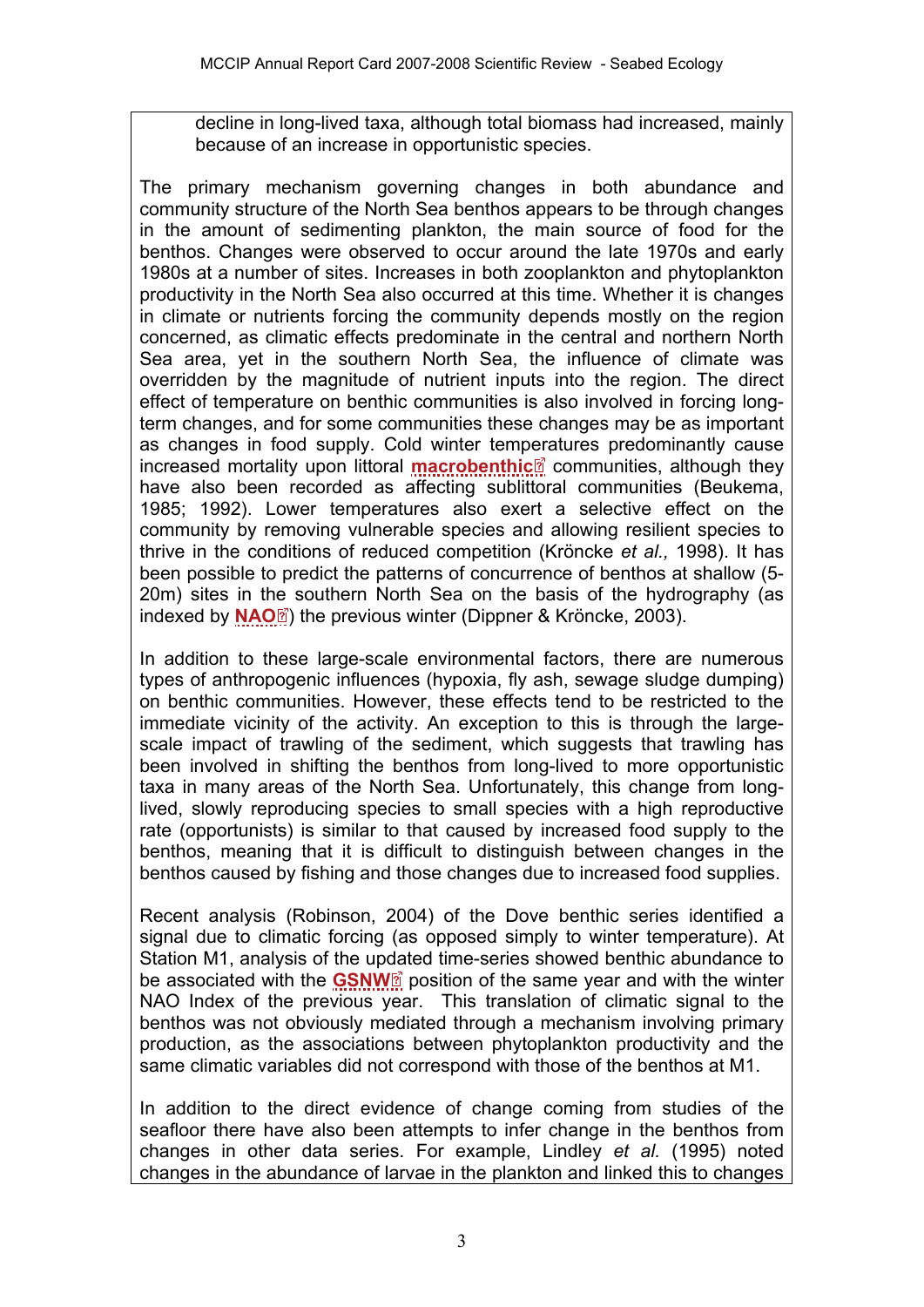decline in long-lived taxa, although total biomass had increased, mainly because of an increase in opportunistic species.

The primary mechanism governing changes in both abundance and community structure of the North Sea benthos appears to be through changes in the amount of sedimenting plankton, the main source of food for the benthos. Changes were observed to occur around the late 1970s and early 1980s at a number of sites. Increases in both zooplankton and phytoplankton productivity in the North Sea also occurred at this time. Whether it is changes in climate or nutrients forcing the community depends mostly on the region concerned, as climatic effects predominate in the central and northern North Sea area, yet in the southern North Sea, the influence of climate was overridden by the magnitude of nutrient inputs into the region. The direct effect of temperature on benthic communities is also involved in forcing long-term changes, and for some communities these changes may be as important as changes in food supply. Cold winter temperatures predominantly cause increased mortality upon littoral **macrobenthic** communities, although they have also been recorded as affecting sublittoral communities (Beukema, 1985; 1992). Lower temperatures also exert a selective effect on the community by removing vulnerable species and allowing resilient species to thrive in the conditions of reduced competition (Kröncke *et al.,* 1998). It has been possible to predict the patterns of concurrence of benthos at shallow (5-20m) sites in the southern North Sea on the basis of the hydrography (as indexed by **NAO**) the previous winter (Dippner & Kröncke, 2003).

In addition to these large-scale environmental factors, there are numerous types of anthropogenic influences (hypoxia, fly ash, sewage sludge dumping) on benthic communities. However, these effects tend to be restricted to the immediate vicinity of the activity. An exception to this is through the large-scale impact of trawling of the sediment, which suggests that trawling has been involved in shifting the benthos from long-lived to more opportunistic taxa in many areas of the North Sea. Unfortunately, this change from long-lived, slowly reproducing species to small species with a high reproductive rate (opportunists) is similar to that caused by increased food supply to the benthos, meaning that it is difficult to distinguish between changes in the benthos caused by fishing and those changes due to increased food supplies.

Recent analysis (Robinson, 2004) of the Dove benthic series identified a signal due to climatic forcing (as opposed simply to winter temperature). At Station M1, analysis of the updated time-series showed benthic abundance to be associated with the **GSNW** position of the same year and with the winter NAO Index of the previous year. This translation of climatic signal to the benthos was not obviously mediated through a mechanism involving primary production, as the associations between phytoplankton productivity and the same climatic variables did not correspond with those of the benthos at M1.

In addition to the direct evidence of change coming from studies of the seafloor there have also been attempts to infer change in the benthos from changes in other data series. For example, Lindley *et al.* (1995) noted changes in the abundance of larvae in the plankton and linked this to changes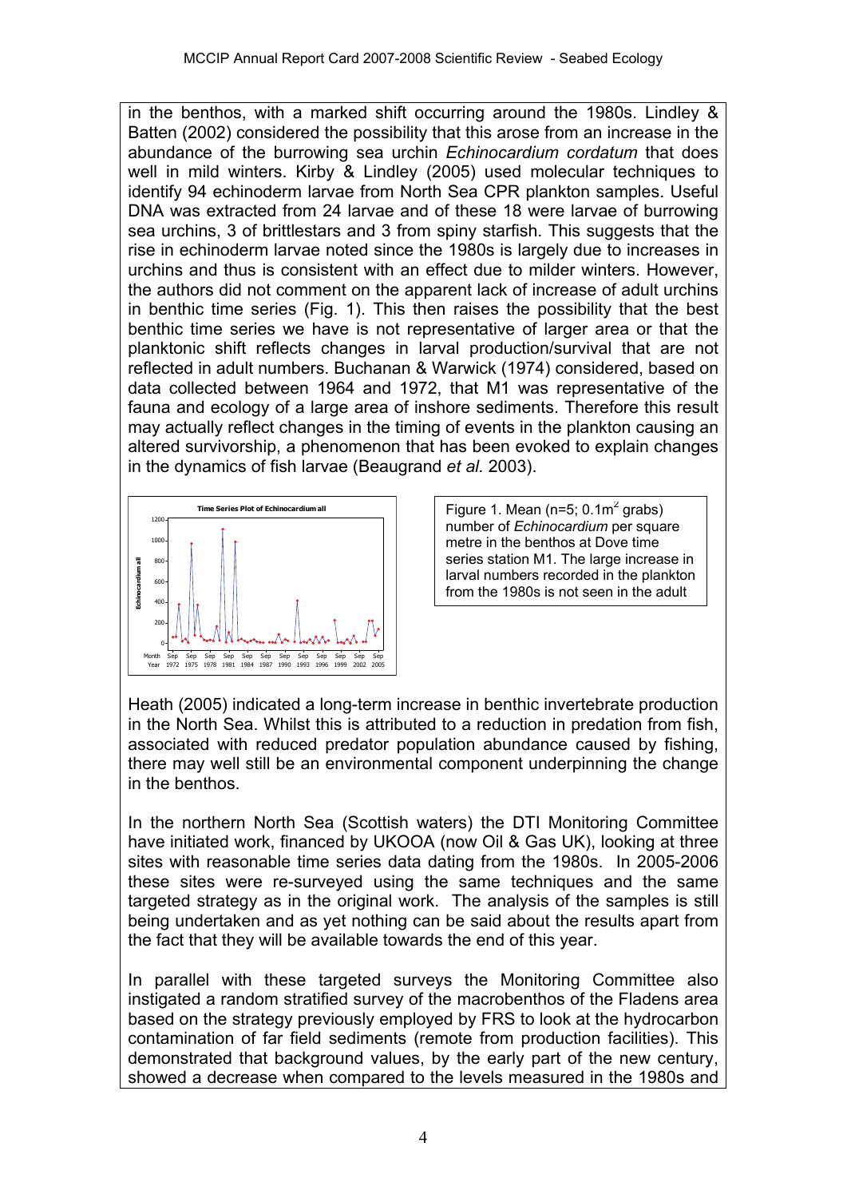in the benthos, with a marked shift occurring around the 1980s. Lindley & Batten (2002) considered the possibility that this arose from an increase in the abundance of the burrowing sea urchin *Echinocardium cordatum* that does well in mild winters. Kirby & Lindley (2005) used molecular techniques to identify 94 echinoderm larvae from North Sea CPR plankton samples. Useful DNA was extracted from 24 larvae and of these 18 were larvae of burrowing sea urchins, 3 of brittlestars and 3 from spiny starfish. This suggests that the rise in echinoderm larvae noted since the 1980s is largely due to increases in urchins and thus is consistent with an effect due to milder winters. However, the authors did not comment on the apparent lack of increase of adult urchins in benthic time series (Fig. 1). This then raises the possibility that the best benthic time series we have is not representative of larger area or that the planktonic shift reflects changes in larval production/survival that are not reflected in adult numbers. Buchanan & Warwick (1974) considered, based on data collected between 1964 and 1972, that M1 was representative of the fauna and ecology of a large area of inshore sediments. Therefore this result may actually reflect changes in the timing of events in the plankton causing an altered survivorship, a phenomenon that has been evoked to explain changes in the dynamics of fish larvae (Beaugrand *et al.* 2003).

Figure 1. Mean (n=5; 0.1m$^2$ grabs) number of *Echinocardium* per square metre in the benthos at Dove time series station M1. The large increase in larval numbers recorded in the plankton from the 1980s is not seen in the adult

Heath (2005) indicated a long-term increase in benthic invertebrate production in the North Sea. Whilst this is attributed to a reduction in predation from fish, associated with reduced predator population abundance caused by fishing, there may well still be an environmental component underpinning the change in the benthos.

In the northern North Sea (Scottish waters) the DTI Monitoring Committee have initiated work, financed by UKOOA (now Oil & Gas UK), looking at three sites with reasonable time series data dating from the 1980s. In 2005-2006 these sites were re-surveyed using the same techniques and the same targeted strategy as in the original work. The analysis of the samples is still being undertaken and as yet nothing can be said about the results apart from the fact that they will be available towards the end of this year.

In parallel with these targeted surveys the Monitoring Committee also instigated a random stratified survey of the macrobenthos of the Fladens area based on the strategy previously employed by FRS to look at the hydrocarbon contamination of far field sediments (remote from production facilities). This demonstrated that background values, by the early part of the new century, showed a decrease when compared to the levels measured in the 1980s and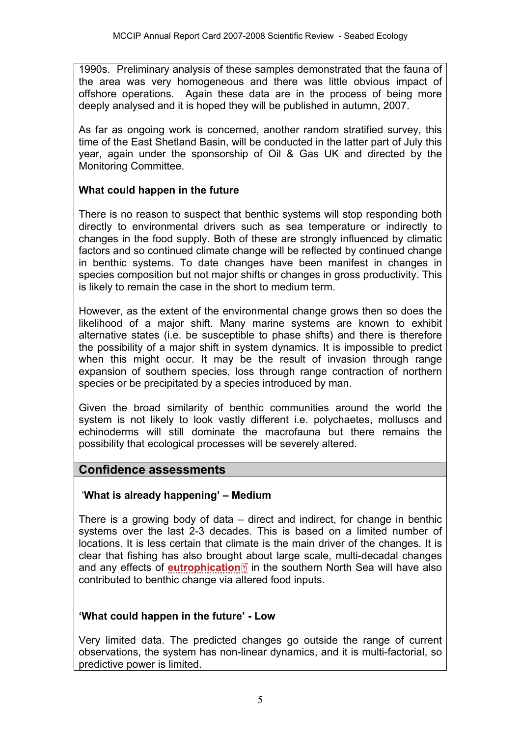1990s. Preliminary analysis of these samples demonstrated that the fauna of the area was very homogeneous and there was little obvious impact of offshore operations. Again these data are in the process of being more deeply analysed and it is hoped they will be published in autumn, 2007.

As far as ongoing work is concerned, another random stratified survey, this time of the East Shetland Basin, will be conducted in the latter part of July this year, again under the sponsorship of Oil & Gas UK and directed by the Monitoring Committee.

**What could happen in the future**

There is no reason to suspect that benthic systems will stop responding both directly to environmental drivers such as sea temperature or indirectly to changes in the food supply. Both of these are strongly influenced by climatic factors and so continued climate change will be reflected by continued change in benthic systems. To date changes have been manifest in changes in species composition but not major shifts or changes in gross productivity. This is likely to remain the case in the short to medium term.

However, as the extent of the environmental change grows then so does the likelihood of a major shift. Many marine systems are known to exhibit alternative states (i.e. be susceptible to phase shifts) and there is therefore the possibility of a major shift in system dynamics. It is impossible to predict when this might occur. It may be the result of invasion through range expansion of southern species, loss through range contraction of northern species or be precipitated by a species introduced by man.

Given the broad similarity of benthic communities around the world the system is not likely to look vastly different i.e. polychaetes, molluscs and echinoderms will still dominate the macrofauna but there remains the possibility that ecological processes will be severely altered.

## Confidence assessments

**'What is already happening' – Medium**

There is a growing body of data – direct and indirect, for change in benthic systems over the last 2-3 decades. This is based on a limited number of locations. It is less certain that climate is the main driver of the changes. It is clear that fishing has also brought about large scale, multi-decadal changes and any effects of **eutrophication** in the southern North Sea will have also contributed to benthic change via altered food inputs.

**'What could happen in the future' - Low**

Very limited data. The predicted changes go outside the range of current observations, the system has non-linear dynamics, and it is multi-factorial, so predictive power is limited.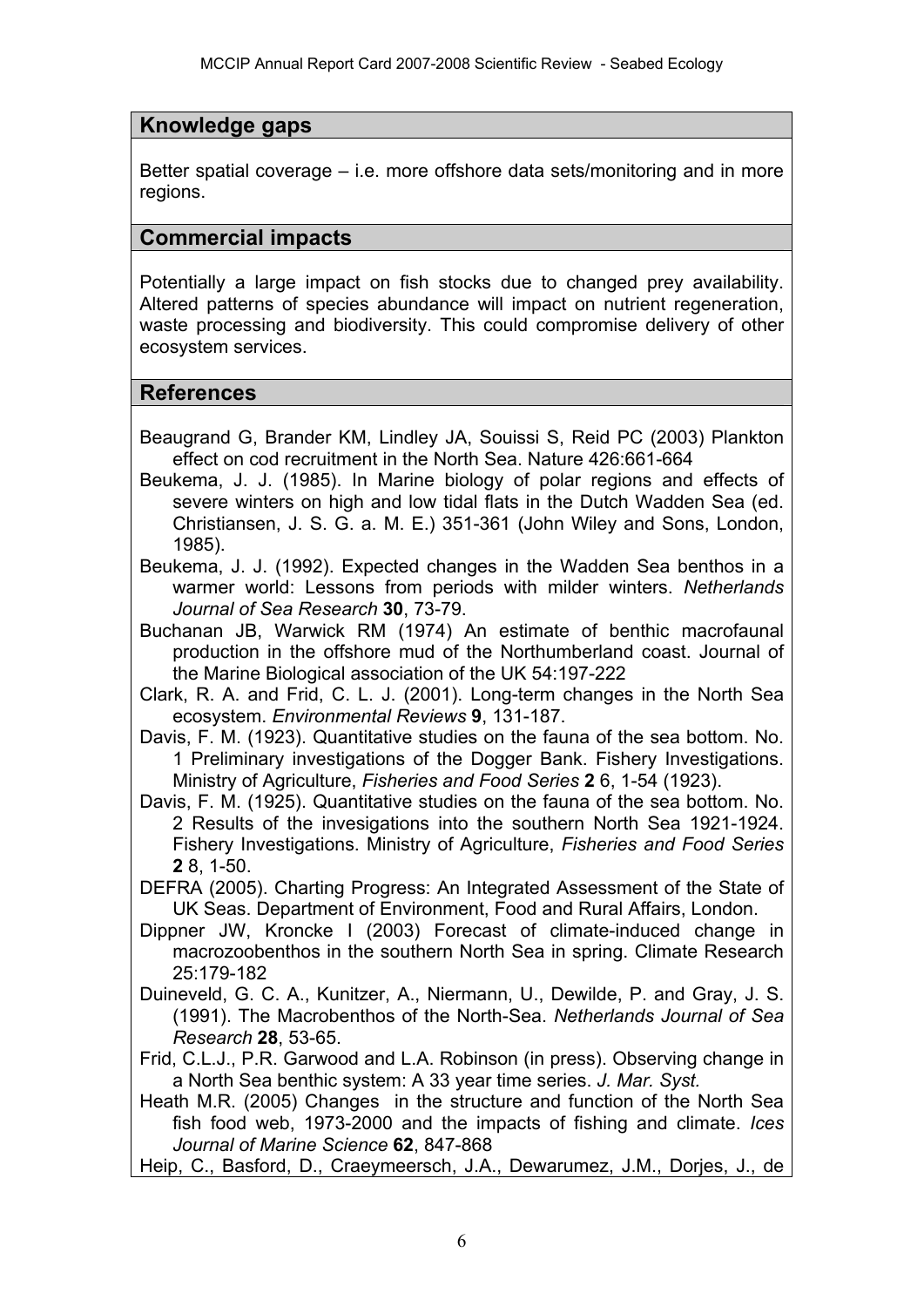## Knowledge gaps

Better spatial coverage – i.e. more offshore data sets/monitoring and in more regions.

## Commercial impacts

Potentially a large impact on fish stocks due to changed prey availability. Altered patterns of species abundance will impact on nutrient regeneration, waste processing and biodiversity. This could compromise delivery of other ecosystem services.

## References

Beaugrand G, Brander KM, Lindley JA, Souissi S, Reid PC (2003) Plankton effect on cod recruitment in the North Sea. Nature 426:661-664

Beukema, J. J. (1985). In Marine biology of polar regions and effects of severe winters on high and low tidal flats in the Dutch Wadden Sea (ed. Christiansen, J. S. G. a. M. E.) 351-361 (John Wiley and Sons, London, 1985).

Beukema, J. J. (1992). Expected changes in the Wadden Sea benthos in a warmer world: Lessons from periods with milder winters. *Netherlands Journal of Sea Research* **30**, 73-79.

Buchanan JB, Warwick RM (1974) An estimate of benthic macrofaunal production in the offshore mud of the Northumberland coast. Journal of the Marine Biological association of the UK 54:197-222

Clark, R. A. and Frid, C. L. J. (2001). Long-term changes in the North Sea ecosystem. *Environmental Reviews* **9**, 131-187.

Davis, F. M. (1923). Quantitative studies on the fauna of the sea bottom. No. 1 Preliminary investigations of the Dogger Bank. Fishery Investigations. Ministry of Agriculture, *Fisheries and Food Series* **2** 6, 1-54 (1923).

Davis, F. M. (1925). Quantitative studies on the fauna of the sea bottom. No. 2 Results of the invesigations into the southern North Sea 1921-1924. Fishery Investigations. Ministry of Agriculture, *Fisheries and Food Series* **2** 8, 1-50.

DEFRA (2005). Charting Progress: An Integrated Assessment of the State of UK Seas. Department of Environment, Food and Rural Affairs, London.

Dippner JW, Kroncke I (2003) Forecast of climate-induced change in macrozoobenthos in the southern North Sea in spring. Climate Research 25:179-182

Duineveld, G. C. A., Kunitzer, A., Niermann, U., Dewilde, P. and Gray, J. S. (1991). The Macrobenthos of the North-Sea. *Netherlands Journal of Sea Research* **28**, 53-65.

Frid, C.L.J., P.R. Garwood and L.A. Robinson (in press). Observing change in a North Sea benthic system: A 33 year time series. *J. Mar. Syst.*

Heath M.R. (2005) Changes in the structure and function of the North Sea fish food web, 1973-2000 and the impacts of fishing and climate. *Ices Journal of Marine Science* **62**, 847-868

Heip, C., Basford, D., Craeymeersch, J.A., Dewarumez, J.M., Dorjes, J., de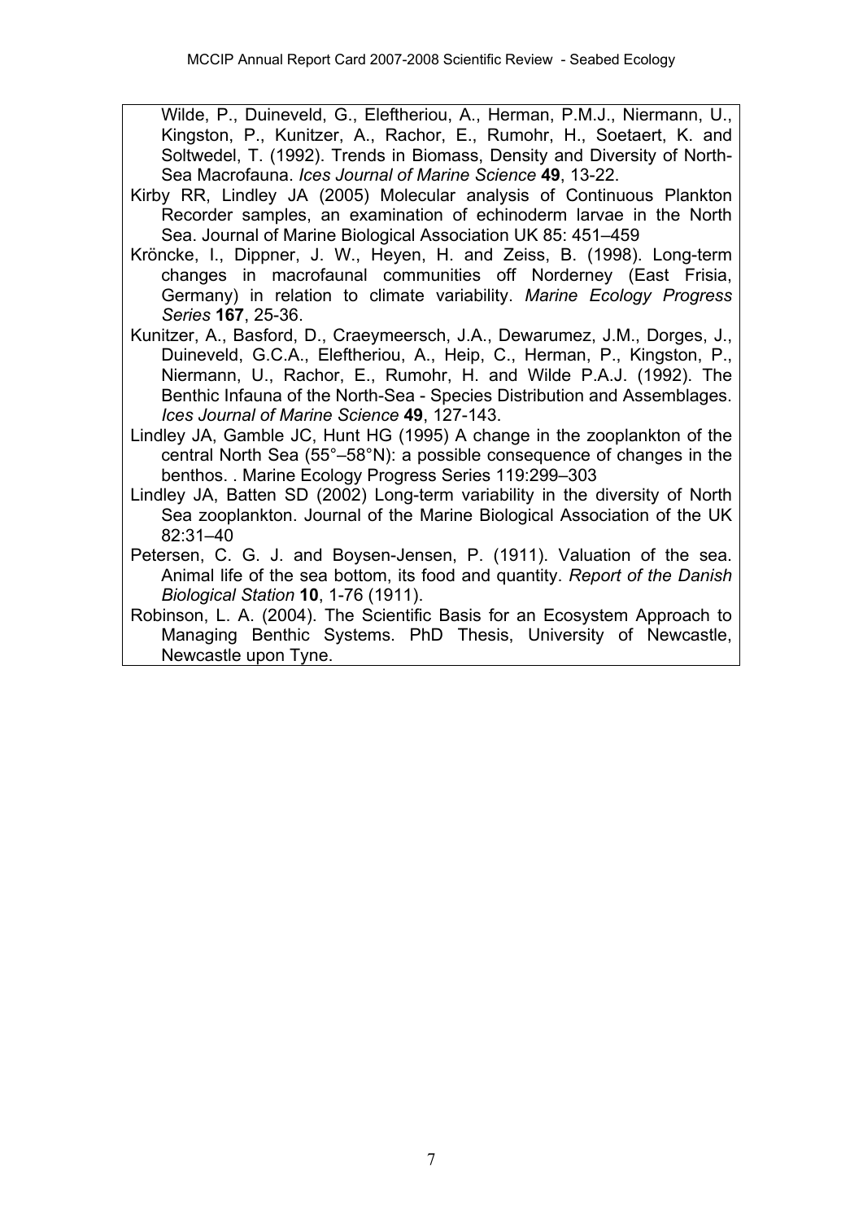Wilde, P., Duineveld, G., Eleftheriou, A., Herman, P.M.J., Niermann, U., Kingston, P., Kunitzer, A., Rachor, E., Rumohr, H., Soetaert, K. and Soltwedel, T. (1992). Trends in Biomass, Density and Diversity of North-Sea Macrofauna. *Ices Journal of Marine Science* **49**, 13-22.

Kirby RR, Lindley JA (2005) Molecular analysis of Continuous Plankton Recorder samples, an examination of echinoderm larvae in the North Sea. Journal of Marine Biological Association UK 85: 451–459

Kröncke, I., Dippner, J. W., Heyen, H. and Zeiss, B. (1998). Long-term changes in macrofaunal communities off Norderney (East Frisia, Germany) in relation to climate variability. *Marine Ecology Progress Series* **167**, 25-36.

Kunitzer, A., Basford, D., Craeymeersch, J.A., Dewarumez, J.M., Dorges, J., Duineveld, G.C.A., Eleftheriou, A., Heip, C., Herman, P., Kingston, P., Niermann, U., Rachor, E., Rumohr, H. and Wilde P.A.J. (1992). The Benthic Infauna of the North-Sea - Species Distribution and Assemblages. *Ices Journal of Marine Science* **49**, 127-143.

Lindley JA, Gamble JC, Hunt HG (1995) A change in the zooplankton of the central North Sea (55°–58°N): a possible consequence of changes in the benthos. . Marine Ecology Progress Series 119:299–303

Lindley JA, Batten SD (2002) Long-term variability in the diversity of North Sea zooplankton. Journal of the Marine Biological Association of the UK 82:31–40

Petersen, C. G. J. and Boysen-Jensen, P. (1911). Valuation of the sea. Animal life of the sea bottom, its food and quantity. *Report of the Danish Biological Station* **10**, 1-76 (1911).

Robinson, L. A. (2004). The Scientific Basis for an Ecosystem Approach to Managing Benthic Systems. PhD Thesis, University of Newcastle, Newcastle upon Tyne.